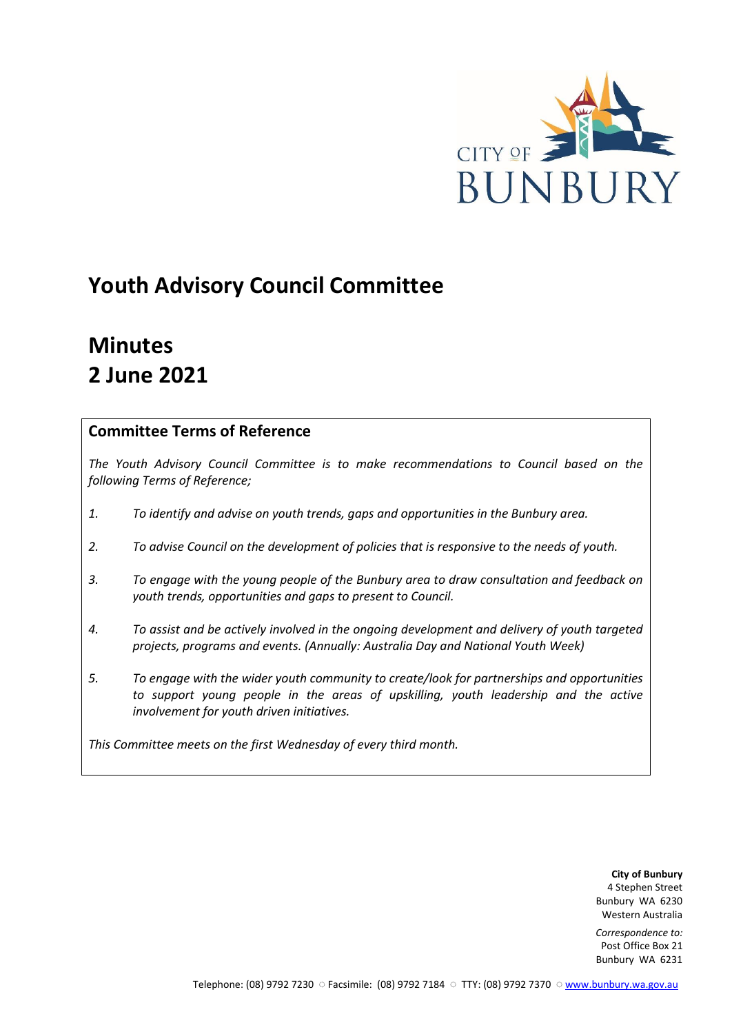# Youth Advisory Council Committee

# Minutes
# 2 June 2021

## Committee Terms of Reference

*The Youth Advisory Council Committee is to make recommendations to Council based on the following Terms of Reference;*

1. *To identify and advise on youth trends, gaps and opportunities in the Bunbury area.*
2. *To advise Council on the development of policies that is responsive to the needs of youth.*
3. *To engage with the young people of the Bunbury area to draw consultation and feedback on youth trends, opportunities and gaps to present to Council.*
4. *To assist and be actively involved in the ongoing development and delivery of youth targeted projects, programs and events. (Annually: Australia Day and National Youth Week)*
5. *To engage with the wider youth community to create/look for partnerships and opportunities to support young people in the areas of upskilling, youth leadership and the active involvement for youth driven initiatives.*

*This Committee meets on the first Wednesday of every third month.*

**City of Bunbury**
4 Stephen Street
Bunbury WA 6230
Western Australia

*Correspondence to:*
Post Office Box 21
Bunbury WA 6231

Telephone: (08) 9792 7230 ○ Facsimile: (08) 9792 7184 ○ TTY: (08) 9792 7370 ○ www.bunbury.wa.gov.au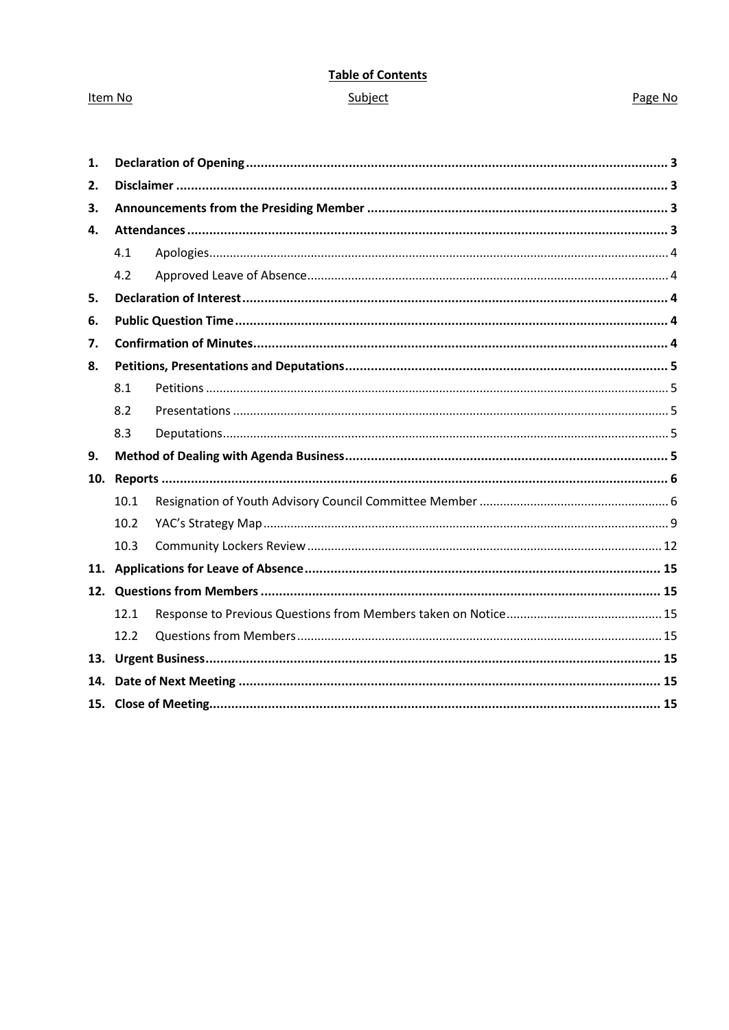**Table of Contents**

| Item No | Subject | Page No |
|---|---|---|
| **1.** | **Declaration of Opening** | **3** |
| **2.** | **Disclaimer** | **3** |
| **3.** | **Announcements from the Presiding Member** | **3** |
| **4.** | **Attendances** | **3** |
| 4.1 | Apologies | 4 |
| 4.2 | Approved Leave of Absence | 4 |
| **5.** | **Declaration of Interest** | **4** |
| **6.** | **Public Question Time** | **4** |
| **7.** | **Confirmation of Minutes** | **4** |
| **8.** | **Petitions, Presentations and Deputations** | **5** |
| 8.1 | Petitions | 5 |
| 8.2 | Presentations | 5 |
| 8.3 | Deputations | 5 |
| **9.** | **Method of Dealing with Agenda Business** | **5** |
| **10.** | **Reports** | **6** |
| 10.1 | Resignation of Youth Advisory Council Committee Member | 6 |
| 10.2 | YAC's Strategy Map | 9 |
| 10.3 | Community Lockers Review | 12 |
| **11.** | **Applications for Leave of Absence** | **15** |
| **12.** | **Questions from Members** | **15** |
| 12.1 | Response to Previous Questions from Members taken on Notice | 15 |
| 12.2 | Questions from Members | 15 |
| **13.** | **Urgent Business** | **15** |
| **14.** | **Date of Next Meeting** | **15** |
| **15.** | **Close of Meeting** | **15** |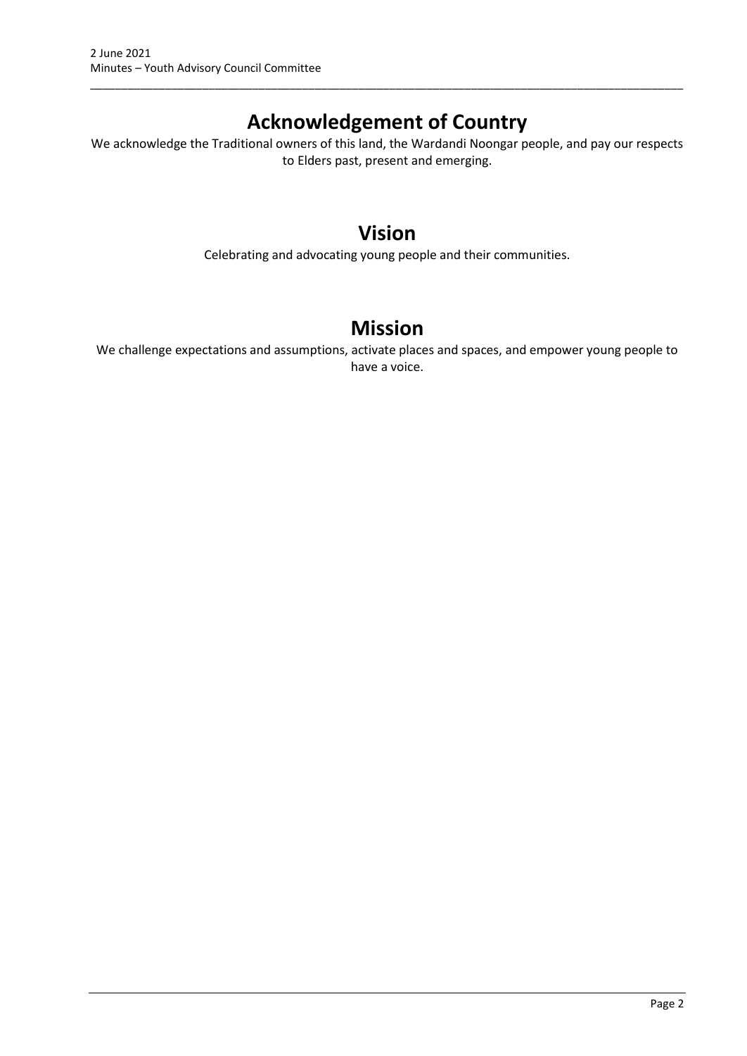# Acknowledgement of Country

We acknowledge the Traditional owners of this land, the Wardandi Noongar people, and pay our respects to Elders past, present and emerging.

# Vision

Celebrating and advocating young people and their communities.

# Mission

We challenge expectations and assumptions, activate places and spaces, and empower young people to have a voice.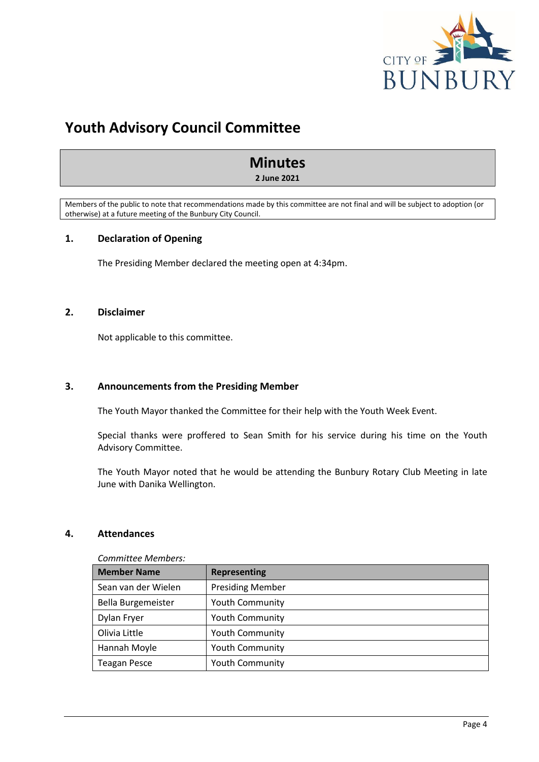# Youth Advisory Council Committee

## Minutes

**2 June 2021**

Members of the public to note that recommendations made by this committee are not final and will be subject to adoption (or otherwise) at a future meeting of the Bunbury City Council.

### 1. Declaration of Opening

The Presiding Member declared the meeting open at 4:34pm.

### 2. Disclaimer

Not applicable to this committee.

### 3. Announcements from the Presiding Member

The Youth Mayor thanked the Committee for their help with the Youth Week Event.

Special thanks were proffered to Sean Smith for his service during his time on the Youth Advisory Committee.

The Youth Mayor noted that he would be attending the Bunbury Rotary Club Meeting in late June with Danika Wellington.

### 4. Attendances

*Committee Members:*

| Member Name | Representing |
|---|---|
| Sean van der Wielen | Presiding Member |
| Bella Burgemeister | Youth Community |
| Dylan Fryer | Youth Community |
| Olivia Little | Youth Community |
| Hannah Moyle | Youth Community |
| Teagan Pesce | Youth Community |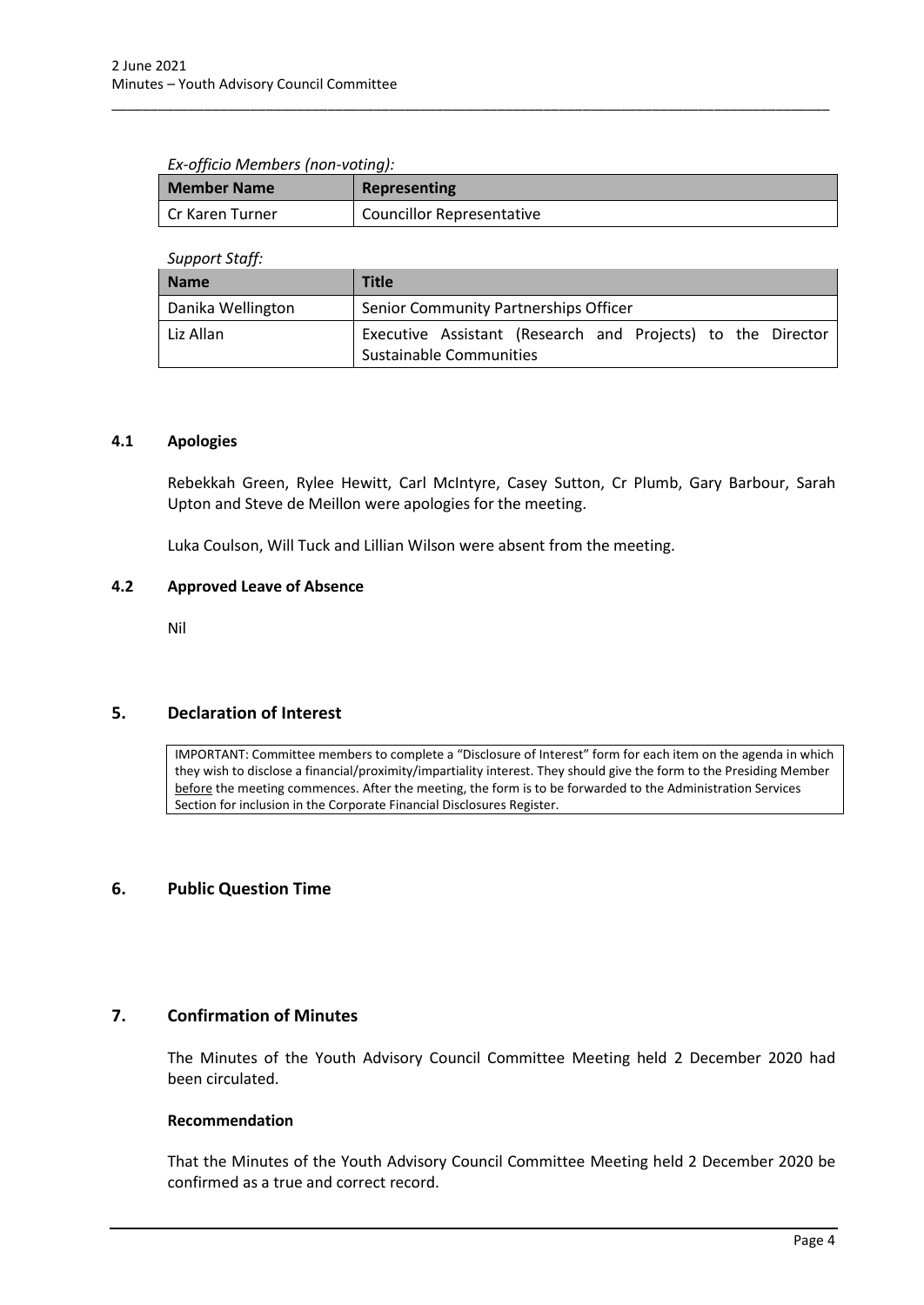*Ex-officio Members (non-voting):*

| Member Name | Representing |
|---|---|
| Cr Karen Turner | Councillor Representative |

*Support Staff:*

| Name | Title |
|---|---|
| Danika Wellington | Senior Community Partnerships Officer |
| Liz Allan | Executive Assistant (Research and Projects) to the Director Sustainable Communities |

### 4.1 Apologies

Rebekkah Green, Rylee Hewitt, Carl McIntyre, Casey Sutton, Cr Plumb, Gary Barbour, Sarah Upton and Steve de Meillon were apologies for the meeting.

Luka Coulson, Will Tuck and Lillian Wilson were absent from the meeting.

### 4.2 Approved Leave of Absence

Nil

## 5. Declaration of Interest

IMPORTANT: Committee members to complete a "Disclosure of Interest" form for each item on the agenda in which they wish to disclose a financial/proximity/impartiality interest. They should give the form to the Presiding Member before the meeting commences. After the meeting, the form is to be forwarded to the Administration Services Section for inclusion in the Corporate Financial Disclosures Register.

## 6. Public Question Time

## 7. Confirmation of Minutes

The Minutes of the Youth Advisory Council Committee Meeting held 2 December 2020 had been circulated.

**Recommendation**

That the Minutes of the Youth Advisory Council Committee Meeting held 2 December 2020 be confirmed as a true and correct record.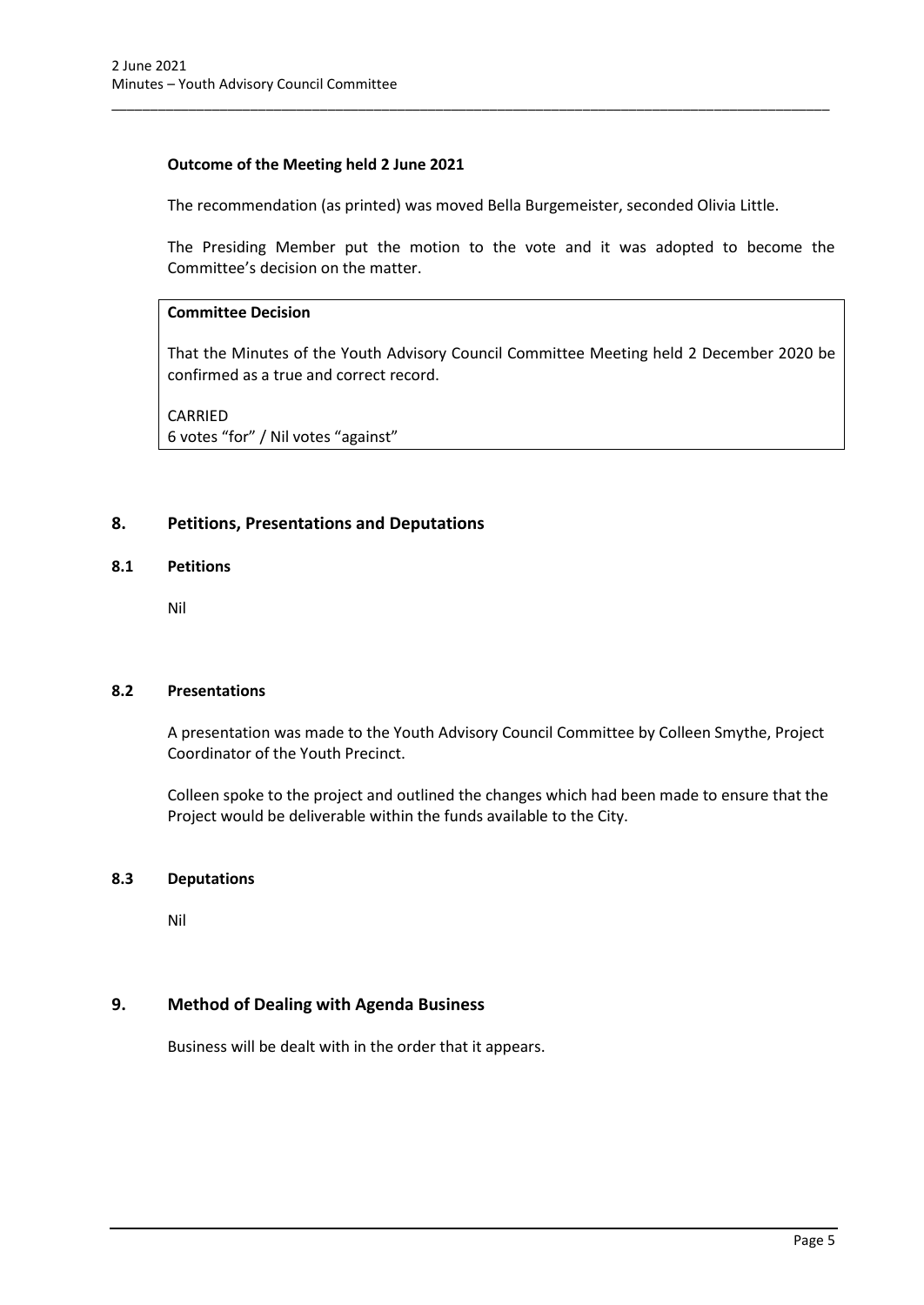**Outcome of the Meeting held 2 June 2021**

The recommendation (as printed) was moved Bella Burgemeister, seconded Olivia Little.

The Presiding Member put the motion to the vote and it was adopted to become the Committee's decision on the matter.

**Committee Decision**

That the Minutes of the Youth Advisory Council Committee Meeting held 2 December 2020 be confirmed as a true and correct record.

CARRIED
6 votes "for" / Nil votes "against"

## 8. Petitions, Presentations and Deputations

### 8.1 Petitions

Nil

### 8.2 Presentations

A presentation was made to the Youth Advisory Council Committee by Colleen Smythe, Project Coordinator of the Youth Precinct.

Colleen spoke to the project and outlined the changes which had been made to ensure that the Project would be deliverable within the funds available to the City.

### 8.3 Deputations

Nil

## 9. Method of Dealing with Agenda Business

Business will be dealt with in the order that it appears.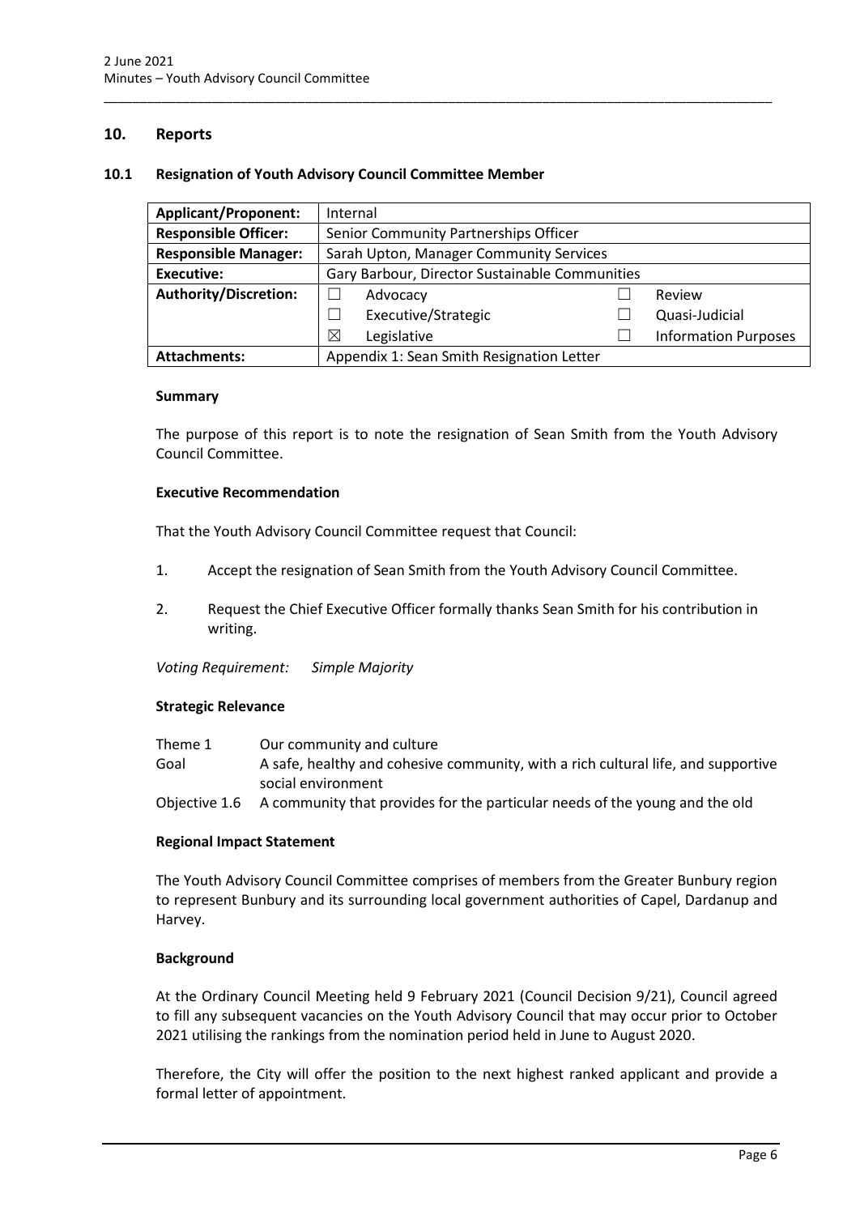## 10. Reports

### 10.1 Resignation of Youth Advisory Council Committee Member

| **Applicant/Proponent:** | Internal | | | |
|---|---|---|---|---|
| **Responsible Officer:** | Senior Community Partnerships Officer | | | |
| **Responsible Manager:** | Sarah Upton, Manager Community Services | | | |
| **Executive:** | Gary Barbour, Director Sustainable Communities | | | |
| **Authority/Discretion:** | ☐ | Advocacy | ☐ | Review |
| | ☐ | Executive/Strategic | ☐ | Quasi-Judicial |
| | ☒ | Legislative | ☐ | Information Purposes |
| **Attachments:** | Appendix 1: Sean Smith Resignation Letter | | | |

#### Summary

The purpose of this report is to note the resignation of Sean Smith from the Youth Advisory Council Committee.

#### Executive Recommendation

That the Youth Advisory Council Committee request that Council:

1. Accept the resignation of Sean Smith from the Youth Advisory Council Committee.
2. Request the Chief Executive Officer formally thanks Sean Smith for his contribution in writing.

*Voting Requirement: Simple Majority*

#### Strategic Relevance

| | |
|---|---|
| Theme 1 | Our community and culture |
| Goal | A safe, healthy and cohesive community, with a rich cultural life, and supportive social environment |
| Objective 1.6 | A community that provides for the particular needs of the young and the old |

#### Regional Impact Statement

The Youth Advisory Council Committee comprises of members from the Greater Bunbury region to represent Bunbury and its surrounding local government authorities of Capel, Dardanup and Harvey.

#### Background

At the Ordinary Council Meeting held 9 February 2021 (Council Decision 9/21), Council agreed to fill any subsequent vacancies on the Youth Advisory Council that may occur prior to October 2021 utilising the rankings from the nomination period held in June to August 2020.

Therefore, the City will offer the position to the next highest ranked applicant and provide a formal letter of appointment.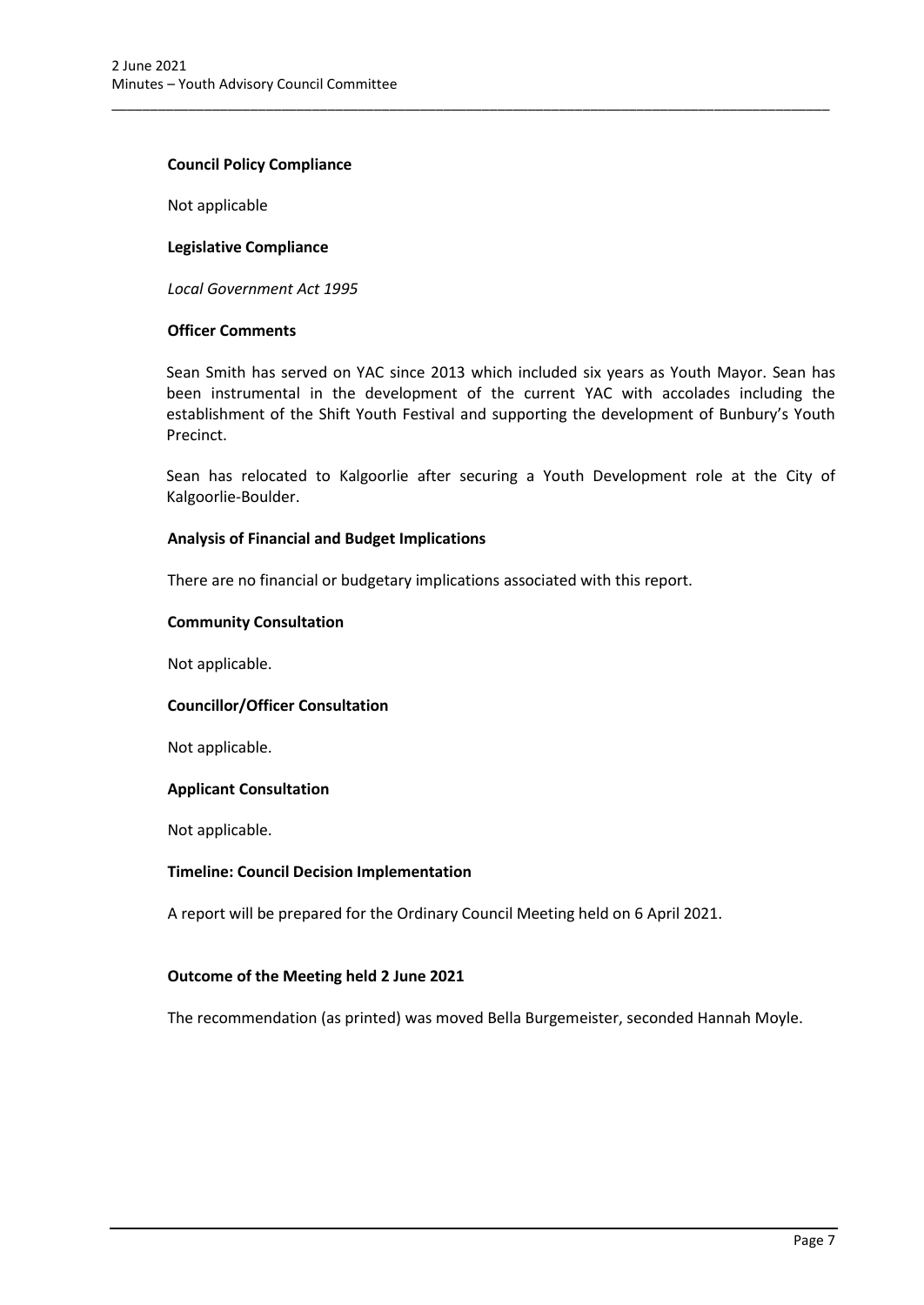**Council Policy Compliance**

Not applicable

**Legislative Compliance**

*Local Government Act 1995*

**Officer Comments**

Sean Smith has served on YAC since 2013 which included six years as Youth Mayor. Sean has been instrumental in the development of the current YAC with accolades including the establishment of the Shift Youth Festival and supporting the development of Bunbury's Youth Precinct.

Sean has relocated to Kalgoorlie after securing a Youth Development role at the City of Kalgoorlie-Boulder.

**Analysis of Financial and Budget Implications**

There are no financial or budgetary implications associated with this report.

**Community Consultation**

Not applicable.

**Councillor/Officer Consultation**

Not applicable.

**Applicant Consultation**

Not applicable.

**Timeline: Council Decision Implementation**

A report will be prepared for the Ordinary Council Meeting held on 6 April 2021.

**Outcome of the Meeting held 2 June 2021**

The recommendation (as printed) was moved Bella Burgemeister, seconded Hannah Moyle.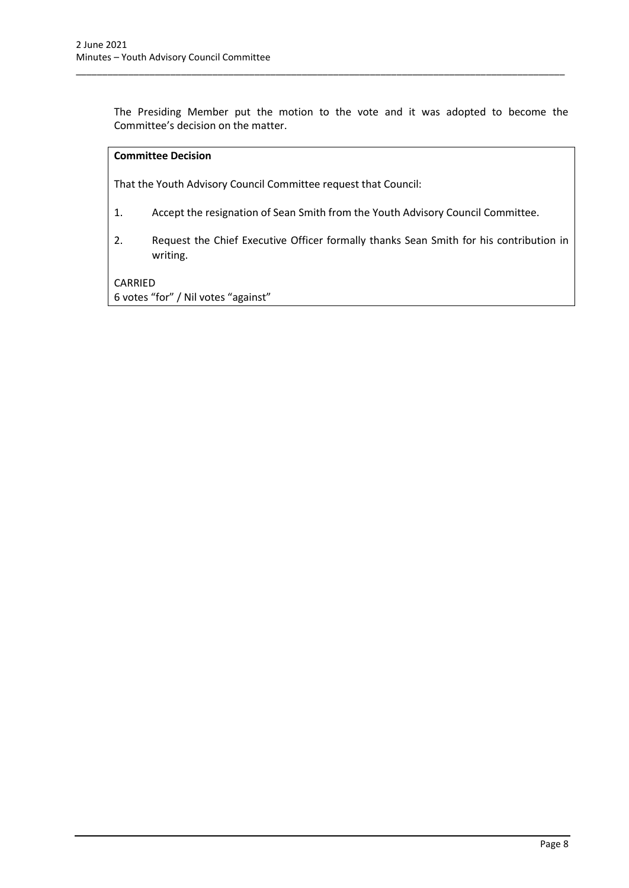The Presiding Member put the motion to the vote and it was adopted to become the Committee's decision on the matter.

**Committee Decision**

That the Youth Advisory Council Committee request that Council:

1. Accept the resignation of Sean Smith from the Youth Advisory Council Committee.
2. Request the Chief Executive Officer formally thanks Sean Smith for his contribution in writing.

CARRIED
6 votes "for" / Nil votes "against"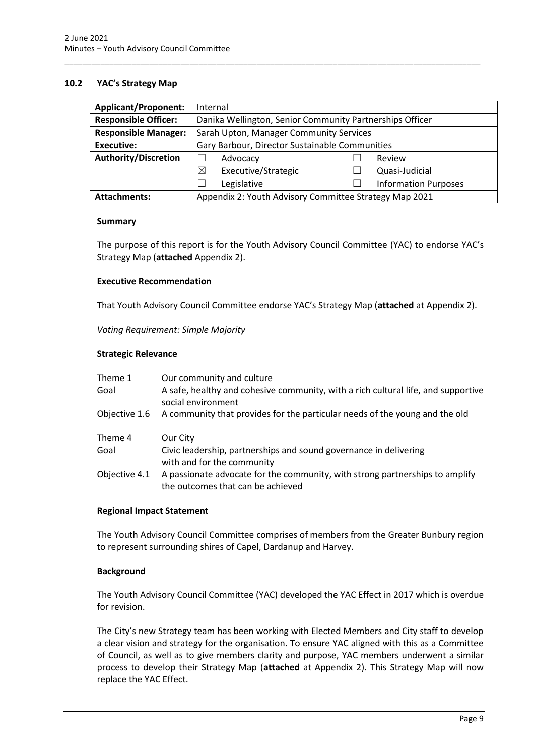### 10.2 YAC's Strategy Map

| **Applicant/Proponent:** | Internal | | | |
|---|---|---|---|---|
| **Responsible Officer:** | Danika Wellington, Senior Community Partnerships Officer | | | |
| **Responsible Manager:** | Sarah Upton, Manager Community Services | | | |
| **Executive:** | Gary Barbour, Director Sustainable Communities | | | |
| **Authority/Discretion** | ☐ | Advocacy | ☐ | Review |
| | ☒ | Executive/Strategic | ☐ | Quasi-Judicial |
| | ☐ | Legislative | ☐ | Information Purposes |
| **Attachments:** | Appendix 2: Youth Advisory Committee Strategy Map 2021 | | | |

**Summary**

The purpose of this report is for the Youth Advisory Council Committee (YAC) to endorse YAC's Strategy Map (**attached** Appendix 2).

**Executive Recommendation**

That Youth Advisory Council Committee endorse YAC's Strategy Map (**attached** at Appendix 2).

*Voting Requirement: Simple Majority*

**Strategic Relevance**

| | |
|---|---|
| Theme 1 | Our community and culture |
| Goal | A safe, healthy and cohesive community, with a rich cultural life, and supportive social environment |
| Objective 1.6 | A community that provides for the particular needs of the young and the old |
| Theme 4 | Our City |
| Goal | Civic leadership, partnerships and sound governance in delivering with and for the community |
| Objective 4.1 | A passionate advocate for the community, with strong partnerships to amplify the outcomes that can be achieved |

**Regional Impact Statement**

The Youth Advisory Council Committee comprises of members from the Greater Bunbury region to represent surrounding shires of Capel, Dardanup and Harvey.

**Background**

The Youth Advisory Council Committee (YAC) developed the YAC Effect in 2017 which is overdue for revision.

The City's new Strategy team has been working with Elected Members and City staff to develop a clear vision and strategy for the organisation. To ensure YAC aligned with this as a Committee of Council, as well as to give members clarity and purpose, YAC members underwent a similar process to develop their Strategy Map (**attached** at Appendix 2). This Strategy Map will now replace the YAC Effect.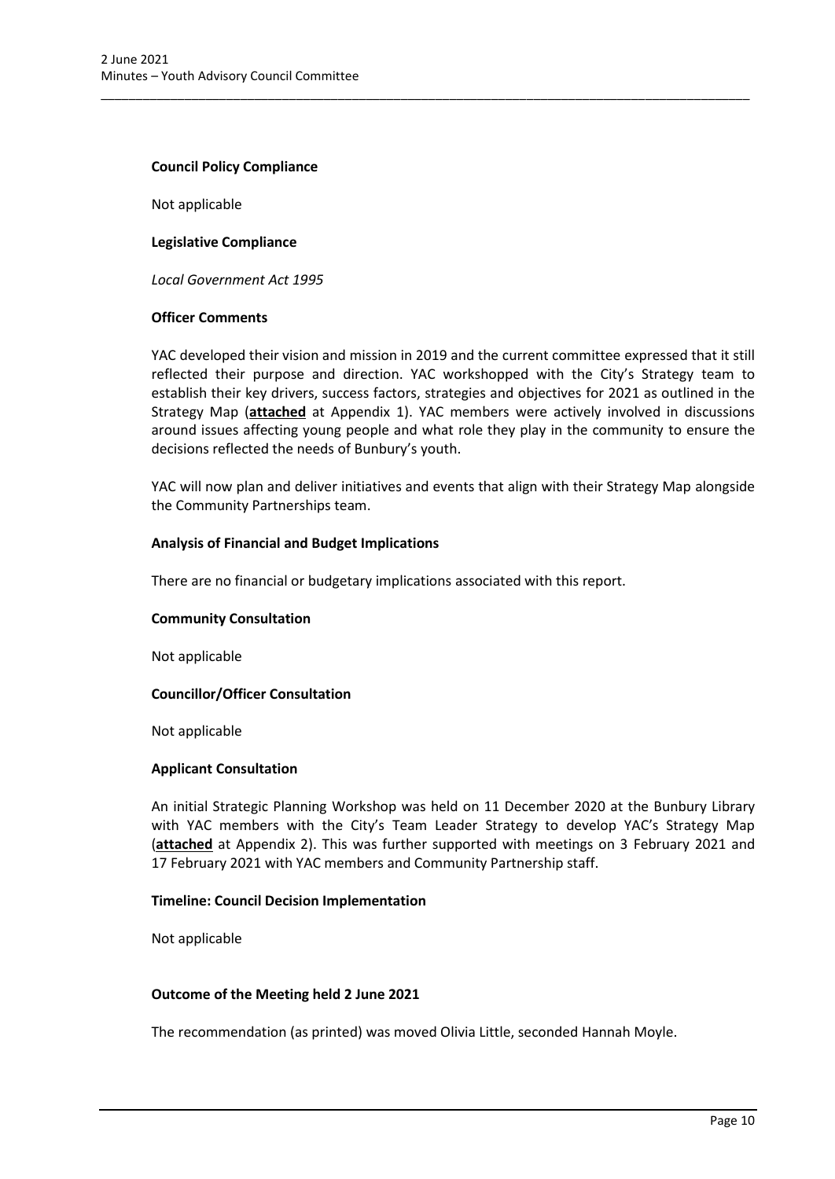**Council Policy Compliance**

Not applicable

**Legislative Compliance**

*Local Government Act 1995*

**Officer Comments**

YAC developed their vision and mission in 2019 and the current committee expressed that it still reflected their purpose and direction. YAC workshopped with the City's Strategy team to establish their key drivers, success factors, strategies and objectives for 2021 as outlined in the Strategy Map (**attached** at Appendix 1). YAC members were actively involved in discussions around issues affecting young people and what role they play in the community to ensure the decisions reflected the needs of Bunbury's youth.

YAC will now plan and deliver initiatives and events that align with their Strategy Map alongside the Community Partnerships team.

**Analysis of Financial and Budget Implications**

There are no financial or budgetary implications associated with this report.

**Community Consultation**

Not applicable

**Councillor/Officer Consultation**

Not applicable

**Applicant Consultation**

An initial Strategic Planning Workshop was held on 11 December 2020 at the Bunbury Library with YAC members with the City's Team Leader Strategy to develop YAC's Strategy Map (**attached** at Appendix 2). This was further supported with meetings on 3 February 2021 and 17 February 2021 with YAC members and Community Partnership staff.

**Timeline: Council Decision Implementation**

Not applicable

**Outcome of the Meeting held 2 June 2021**

The recommendation (as printed) was moved Olivia Little, seconded Hannah Moyle.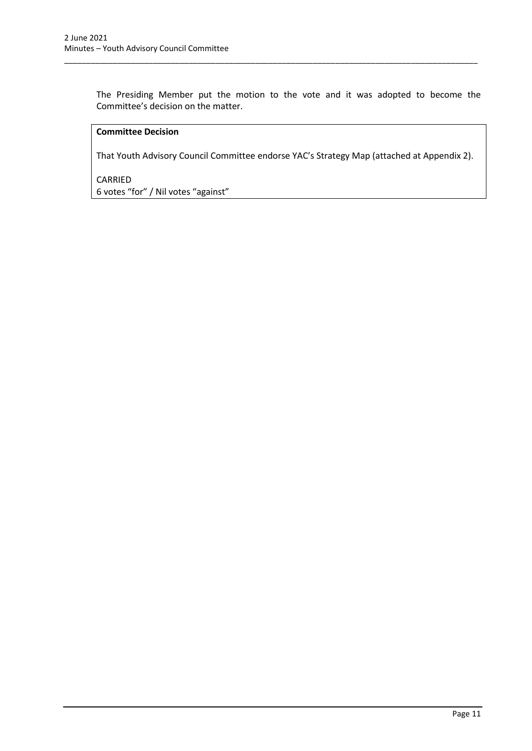The Presiding Member put the motion to the vote and it was adopted to become the Committee's decision on the matter.

**Committee Decision**

That Youth Advisory Council Committee endorse YAC's Strategy Map (attached at Appendix 2).

CARRIED
6 votes "for" / Nil votes "against"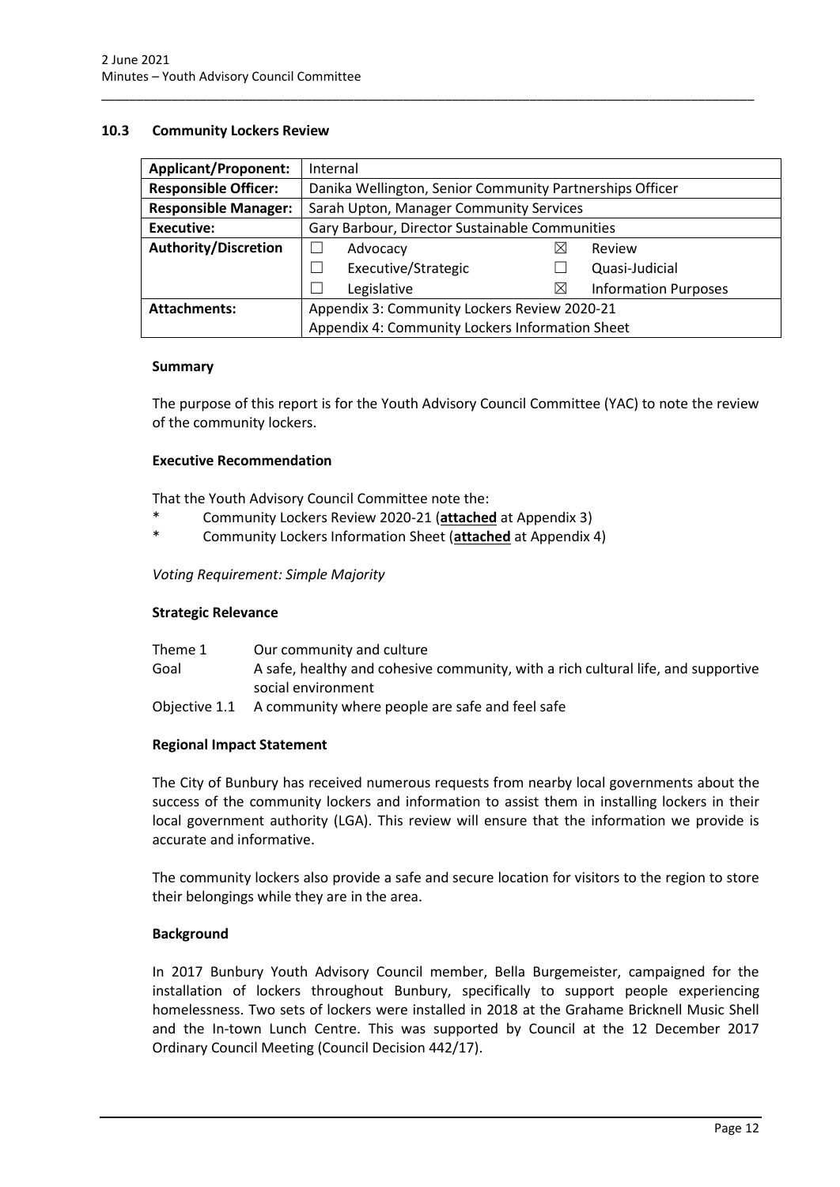### 10.3 Community Lockers Review

| Applicant/Proponent: | Internal | | | |
|---|---|---|---|---|
| **Responsible Officer:** | Danika Wellington, Senior Community Partnerships Officer | | | |
| **Responsible Manager:** | Sarah Upton, Manager Community Services | | | |
| **Executive:** | Gary Barbour, Director Sustainable Communities | | | |
| **Authority/Discretion** | ☐ | Advocacy | ☒ | Review |
| | ☐ | Executive/Strategic | ☐ | Quasi-Judicial |
| | ☐ | Legislative | ☒ | Information Purposes |
| **Attachments:** | Appendix 3: Community Lockers Review 2020-21<br>Appendix 4: Community Lockers Information Sheet | | | |

#### Summary

The purpose of this report is for the Youth Advisory Council Committee (YAC) to note the review of the community lockers.

#### Executive Recommendation

That the Youth Advisory Council Committee note the:

* Community Lockers Review 2020-21 (**attached** at Appendix 3)
* Community Lockers Information Sheet (**attached** at Appendix 4)

*Voting Requirement: Simple Majority*

#### Strategic Relevance

| | |
|---|---|
| Theme 1 | Our community and culture |
| Goal | A safe, healthy and cohesive community, with a rich cultural life, and supportive social environment |
| Objective 1.1 | A community where people are safe and feel safe |

#### Regional Impact Statement

The City of Bunbury has received numerous requests from nearby local governments about the success of the community lockers and information to assist them in installing lockers in their local government authority (LGA). This review will ensure that the information we provide is accurate and informative.

The community lockers also provide a safe and secure location for visitors to the region to store their belongings while they are in the area.

#### Background

In 2017 Bunbury Youth Advisory Council member, Bella Burgemeister, campaigned for the installation of lockers throughout Bunbury, specifically to support people experiencing homelessness. Two sets of lockers were installed in 2018 at the Grahame Bricknell Music Shell and the In-town Lunch Centre. This was supported by Council at the 12 December 2017 Ordinary Council Meeting (Council Decision 442/17).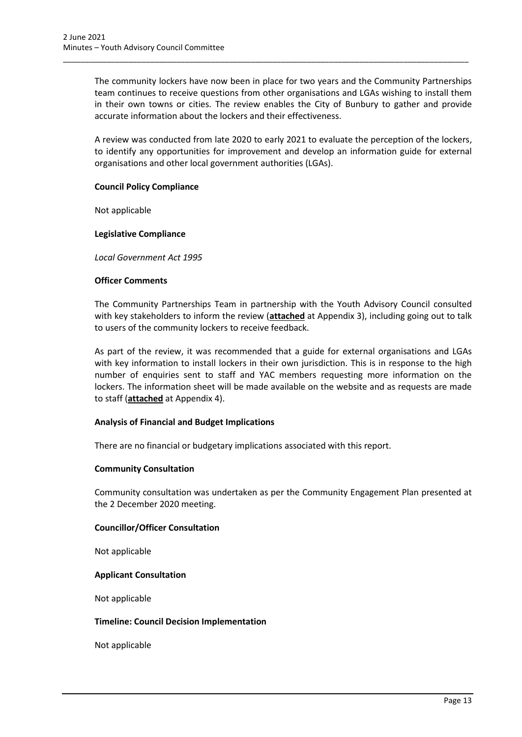The community lockers have now been in place for two years and the Community Partnerships team continues to receive questions from other organisations and LGAs wishing to install them in their own towns or cities. The review enables the City of Bunbury to gather and provide accurate information about the lockers and their effectiveness.

A review was conducted from late 2020 to early 2021 to evaluate the perception of the lockers, to identify any opportunities for improvement and develop an information guide for external organisations and other local government authorities (LGAs).

**Council Policy Compliance**

Not applicable

**Legislative Compliance**

*Local Government Act 1995*

**Officer Comments**

The Community Partnerships Team in partnership with the Youth Advisory Council consulted with key stakeholders to inform the review (**attached** at Appendix 3), including going out to talk to users of the community lockers to receive feedback.

As part of the review, it was recommended that a guide for external organisations and LGAs with key information to install lockers in their own jurisdiction. This is in response to the high number of enquiries sent to staff and YAC members requesting more information on the lockers. The information sheet will be made available on the website and as requests are made to staff (**attached** at Appendix 4).

**Analysis of Financial and Budget Implications**

There are no financial or budgetary implications associated with this report.

**Community Consultation**

Community consultation was undertaken as per the Community Engagement Plan presented at the 2 December 2020 meeting.

**Councillor/Officer Consultation**

Not applicable

**Applicant Consultation**

Not applicable

**Timeline: Council Decision Implementation**

Not applicable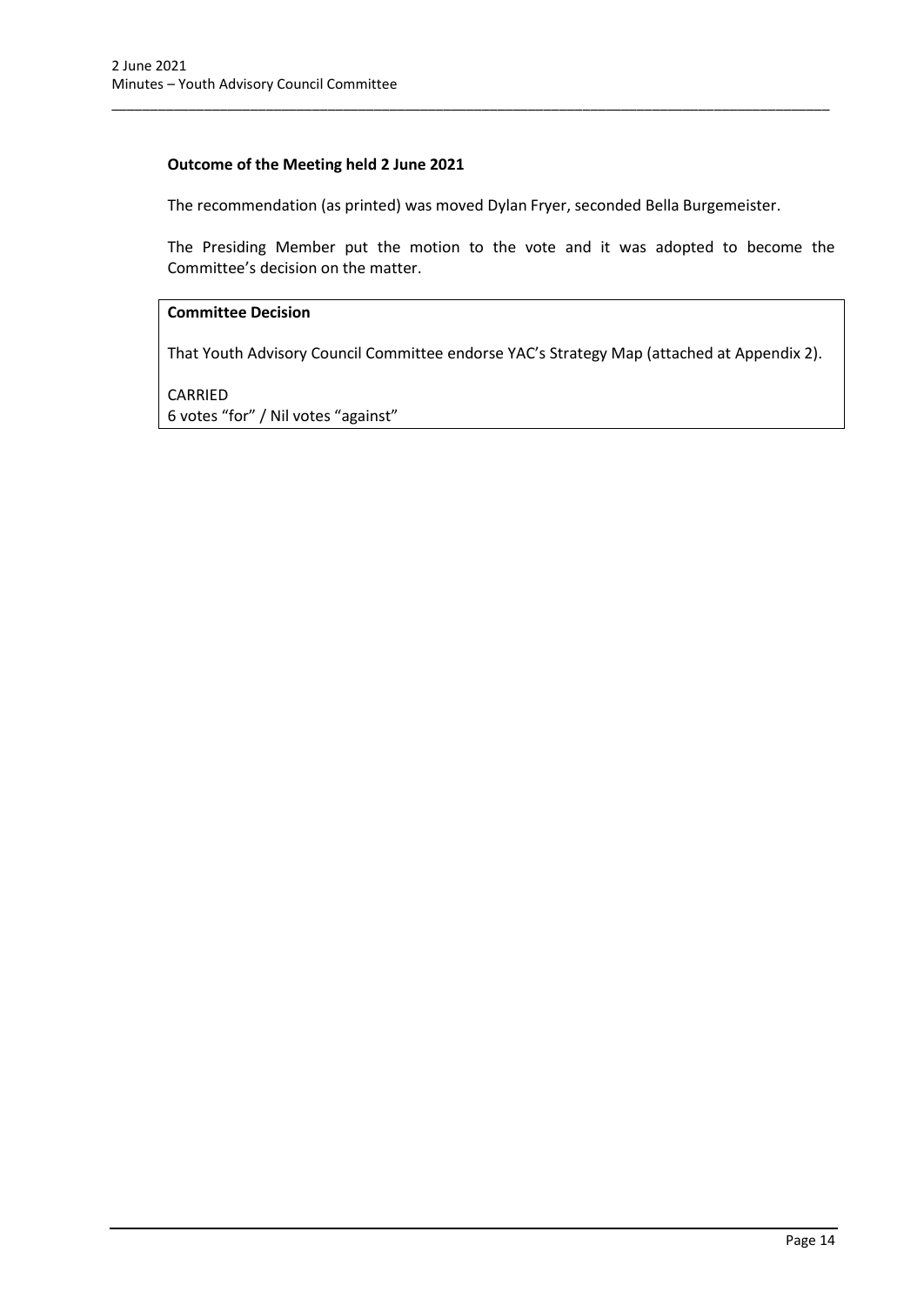**Outcome of the Meeting held 2 June 2021**

The recommendation (as printed) was moved Dylan Fryer, seconded Bella Burgemeister.

The Presiding Member put the motion to the vote and it was adopted to become the Committee's decision on the matter.

| **Committee Decision** |
| --- |
| That Youth Advisory Council Committee endorse YAC's Strategy Map (attached at Appendix 2).<br><br>CARRIED<br>6 votes "for" / Nil votes "against" |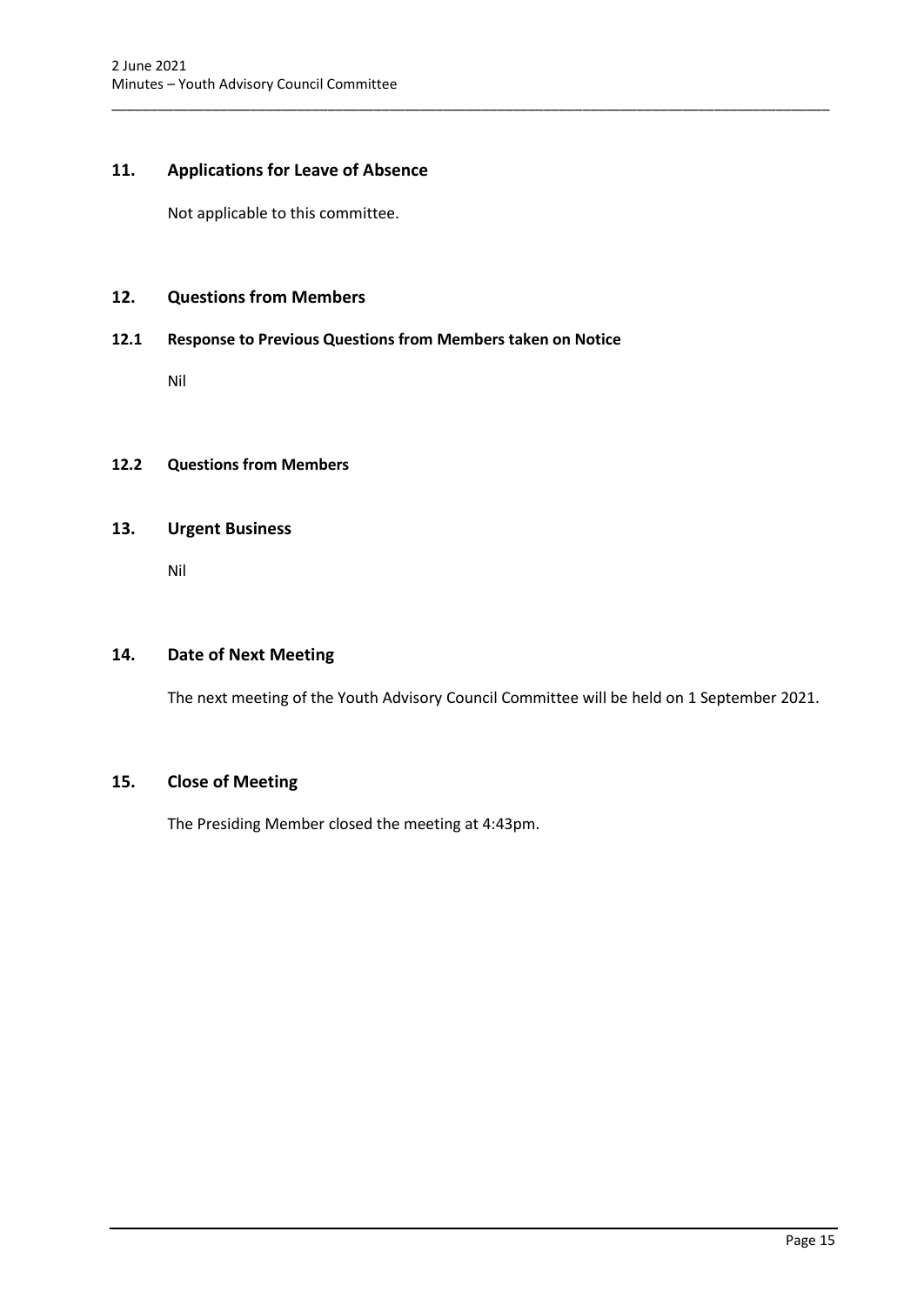## 11. Applications for Leave of Absence

Not applicable to this committee.

## 12. Questions from Members

### 12.1 Response to Previous Questions from Members taken on Notice

Nil

### 12.2 Questions from Members

## 13. Urgent Business

Nil

## 14. Date of Next Meeting

The next meeting of the Youth Advisory Council Committee will be held on 1 September 2021.

## 15. Close of Meeting

The Presiding Member closed the meeting at 4:43pm.